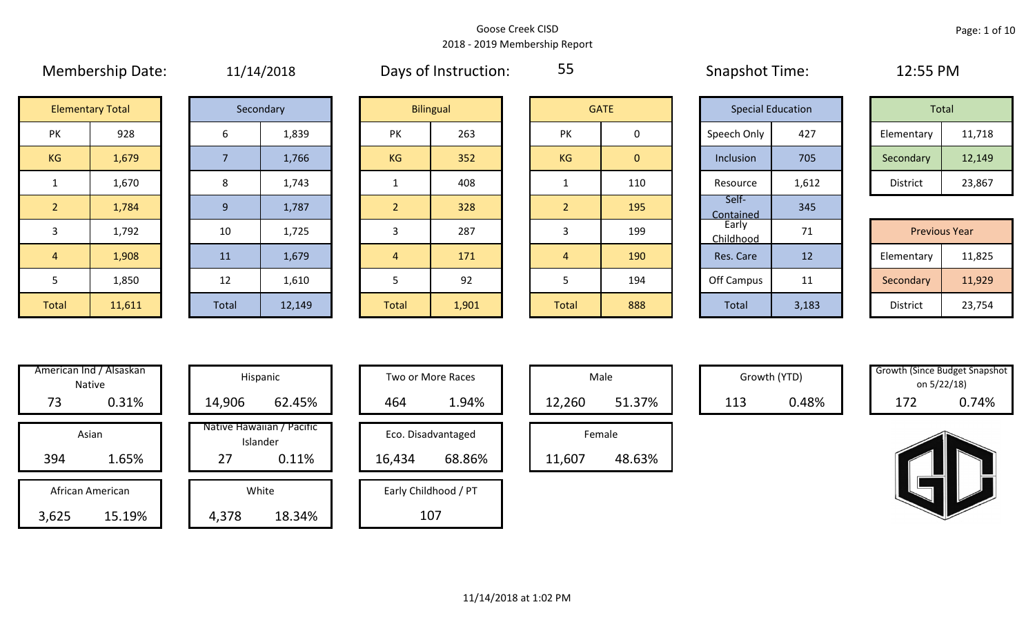Goose Creek CISD

2018 - 2019 Membership Report

Membership Date: 11/14/2018

Days of Instruction: 55

Snapshot Time: 12:55 PM

| Elementary Total | |
|---|---|
| PK | 928 |
| KG | 1,679 |
| 1 | 1,670 |
| 2 | 1,784 |
| 3 | 1,792 |
| 4 | 1,908 |
| 5 | 1,850 |
| Total | 11,611 |

| Secondary | |
|---|---|
| 6 | 1,839 |
| 7 | 1,766 |
| 8 | 1,743 |
| 9 | 1,787 |
| 10 | 1,725 |
| 11 | 1,679 |
| 12 | 1,610 |
| Total | 12,149 |

| Bilingual | |
|---|---|
| PK | 263 |
| KG | 352 |
| 1 | 408 |
| 2 | 328 |
| 3 | 287 |
| 4 | 171 |
| 5 | 92 |
| Total | 1,901 |

| GATE | |
|---|---|
| PK | 0 |
| KG | 0 |
| 1 | 110 |
| 2 | 195 |
| 3 | 199 |
| 4 | 190 |
| 5 | 194 |
| Total | 888 |

| Special Education | |
|---|---|
| Speech Only | 427 |
| Inclusion | 705 |
| Resource | 1,612 |
| Self-Contained | 345 |
| Early Childhood | 71 |
| Res. Care | 12 |
| Off Campus | 11 |
| Total | 3,183 |

| Total | |
|---|---|
| Elementary | 11,718 |
| Secondary | 12,149 |
| District | 23,867 |

| Previous Year | |
|---|---|
| Elementary | 11,825 |
| Secondary | 11,929 |
| District | 23,754 |

| Category | Count | Percent |
|---|---|---|
| American Ind / Alsaskan Native | 73 | 0.31% |
| Asian | 394 | 1.65% |
| African American | 3,625 | 15.19% |
| Hispanic | 14,906 | 62.45% |
| Native Hawaiian / Pacific Islander | 27 | 0.11% |
| White | 4,378 | 18.34% |
| Two or More Races | 464 | 1.94% |
| Eco. Disadvantaged | 16,434 | 68.86% |
| Early Childhood / PT | 107 | |
| Male | 12,260 | 51.37% |
| Female | 11,607 | 48.63% |
| Growth (YTD) | 113 | 0.48% |
| Growth (Since Budget Snapshot on 5/22/18) | 172 | 0.74% |

11/14/2018 at 1:02 PM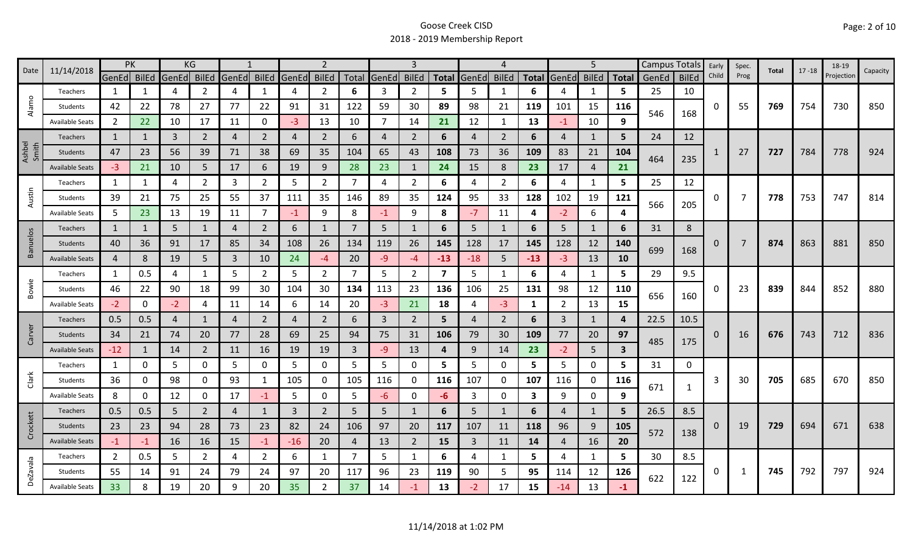# Goose Creek CISD
## 2018 - 2019 Membership Report

| Date | 11/14/2018 | PK | | KG | | 1 | | 2 | | | 3 | | | 4 | | | 5 | | | Campus Totals | | Early Child | Spec. Prog | Total | 17 -18 | 18-19 Projection | Capacity |
|---|---|---|---|---|---|---|---|---|---|---|---|---|---|---|---|---|---|---|---|---|---|---|---|---|---|---|---|
| | | GenEd | BilEd | GenEd | BilEd | GenEd | BilEd | GenEd | BilEd | Total | GenEd | BilEd | Total | GenEd | BilEd | Total | GenEd | BilEd | Total | GenEd | BilEd | | | | | | |
| Alamo | Teachers | 1 | 1 | 4 | 2 | 4 | 1 | 4 | 2 | 6 | 3 | 2 | 5 | 5 | 1 | 6 | 4 | 1 | 5 | 25 | 10 | 0 | 55 | 769 | 754 | 730 | 850 |
| | Students | 42 | 22 | 78 | 27 | 77 | 22 | 91 | 31 | 122 | 59 | 30 | 89 | 98 | 21 | 119 | 101 | 15 | 116 | 546 | 168 | | | | | | |
| | Available Seats | 2 | 22 | 10 | 17 | 11 | 0 | -3 | 13 | 10 | 7 | 14 | 21 | 12 | 1 | 13 | -1 | 10 | 9 | | | | | | | | |
| Ashbel Smith | Teachers | 1 | 1 | 3 | 2 | 4 | 2 | 4 | 2 | 6 | 4 | 2 | 6 | 4 | 2 | 6 | 4 | 1 | 5 | 24 | 12 | 1 | 27 | 727 | 784 | 778 | 924 |
| | Students | 47 | 23 | 56 | 39 | 71 | 38 | 69 | 35 | 104 | 65 | 43 | 108 | 73 | 36 | 109 | 83 | 21 | 104 | 464 | 235 | | | | | | |
| | Available Seats | -3 | 21 | 10 | 5 | 17 | 6 | 19 | 9 | 28 | 23 | 1 | 24 | 15 | 8 | 23 | 17 | 4 | 21 | | | | | | | | |
| Austin | Teachers | 1 | 1 | 4 | 2 | 3 | 2 | 5 | 2 | 7 | 4 | 2 | 6 | 4 | 2 | 6 | 4 | 1 | 5 | 25 | 12 | 0 | 7 | 778 | 753 | 747 | 814 |
| | Students | 39 | 21 | 75 | 25 | 55 | 37 | 111 | 35 | 146 | 89 | 35 | 124 | 95 | 33 | 128 | 102 | 19 | 121 | 566 | 205 | | | | | | |
| | Available Seats | 5 | 23 | 13 | 19 | 11 | 7 | -1 | 9 | 8 | -1 | 9 | 8 | -7 | 11 | 4 | -2 | 6 | 4 | | | | | | | | |
| Banuelos | Teachers | 1 | 1 | 5 | 1 | 4 | 2 | 6 | 1 | 7 | 5 | 1 | 6 | 5 | 1 | 6 | 5 | 1 | 6 | 31 | 8 | 0 | 7 | 874 | 863 | 881 | 850 |
| | Students | 40 | 36 | 91 | 17 | 85 | 34 | 108 | 26 | 134 | 119 | 26 | 145 | 128 | 17 | 145 | 128 | 12 | 140 | 699 | 168 | | | | | | |
| | Available Seats | 4 | 8 | 19 | 5 | 3 | 10 | 24 | -4 | 20 | -9 | -4 | -13 | -18 | 5 | -13 | -3 | 13 | 10 | | | | | | | | |
| Bowie | Teachers | 1 | 0.5 | 4 | 1 | 5 | 2 | 5 | 2 | 7 | 5 | 2 | 7 | 5 | 1 | 6 | 4 | 1 | 5 | 29 | 9.5 | 0 | 23 | 839 | 844 | 852 | 880 |
| | Students | 46 | 22 | 90 | 18 | 99 | 30 | 104 | 30 | 134 | 113 | 23 | 136 | 106 | 25 | 131 | 98 | 12 | 110 | 656 | 160 | | | | | | |
| | Available Seats | -2 | 0 | -2 | 4 | 11 | 14 | 6 | 14 | 20 | -3 | 21 | 18 | 4 | -3 | 1 | 2 | 13 | 15 | | | | | | | | |
| Carver | Teachers | 0.5 | 0.5 | 4 | 1 | 4 | 2 | 4 | 2 | 6 | 3 | 2 | 5 | 4 | 2 | 6 | 3 | 1 | 4 | 22.5 | 10.5 | 0 | 16 | 676 | 743 | 712 | 836 |
| | Students | 34 | 21 | 74 | 20 | 77 | 28 | 69 | 25 | 94 | 75 | 31 | 106 | 79 | 30 | 109 | 77 | 20 | 97 | 485 | 175 | | | | | | |
| | Available Seats | -12 | 1 | 14 | 2 | 11 | 16 | 19 | 19 | 3 | -9 | 13 | 4 | 9 | 14 | 23 | -2 | 5 | 3 | | | | | | | | |
| Clark | Teachers | 1 | 0 | 5 | 0 | 5 | 0 | 5 | 0 | 5 | 5 | 0 | 5 | 5 | 0 | 5 | 5 | 0 | 5 | 31 | 0 | 3 | 30 | 705 | 685 | 670 | 850 |
| | Students | 36 | 0 | 98 | 0 | 93 | 1 | 105 | 0 | 105 | 116 | 0 | 116 | 107 | 0 | 107 | 116 | 0 | 116 | 671 | 1 | | | | | | |
| | Available Seats | 8 | 0 | 12 | 0 | 17 | -1 | 5 | 0 | 5 | -6 | 0 | -6 | 3 | 0 | 3 | 9 | 0 | 9 | | | | | | | | |
| Crockett | Teachers | 0.5 | 0.5 | 5 | 2 | 4 | 1 | 3 | 2 | 5 | 5 | 1 | 6 | 5 | 1 | 6 | 4 | 1 | 5 | 26.5 | 8.5 | 0 | 19 | 729 | 694 | 671 | 638 |
| | Students | 23 | 23 | 94 | 28 | 73 | 23 | 82 | 24 | 106 | 97 | 20 | 117 | 107 | 11 | 118 | 96 | 9 | 105 | 572 | 138 | | | | | | |
| | Available Seats | -1 | -1 | 16 | 16 | 15 | -1 | -16 | 20 | 4 | 13 | 2 | 15 | 3 | 11 | 14 | 4 | 16 | 20 | | | | | | | | |
| DeZavala | Teachers | 2 | 0.5 | 5 | 2 | 4 | 2 | 6 | 1 | 7 | 5 | 1 | 6 | 4 | 1 | 5 | 4 | 1 | 5 | 30 | 8.5 | 0 | 1 | 745 | 792 | 797 | 924 |
| | Students | 55 | 14 | 91 | 24 | 79 | 24 | 97 | 20 | 117 | 96 | 23 | 119 | 90 | 5 | 95 | 114 | 12 | 126 | 622 | 122 | | | | | | |
| | Available Seats | 33 | 8 | 19 | 20 | 9 | 20 | 35 | 2 | 37 | 14 | -1 | 13 | -2 | 17 | 15 | -14 | 13 | -1 | | | | | | | | |

11/14/2018 at 1:02 PM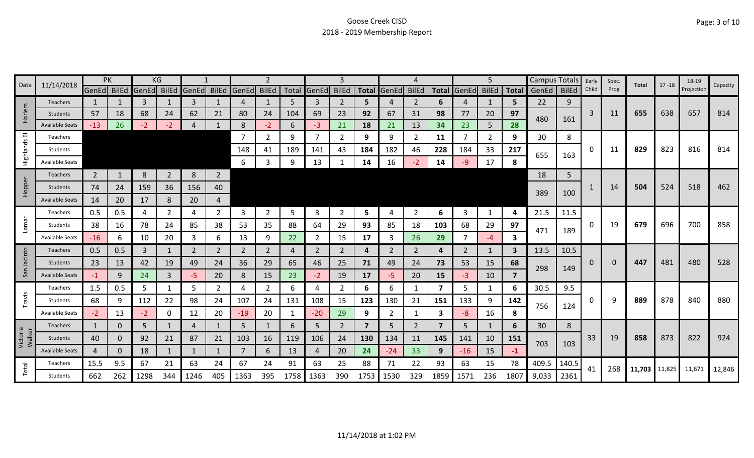# Goose Creek CISD

## 2018 - 2019 Membership Report

| Date | 11/14/2018 | PK | | KG | | 1 | | 2 | | | 3 | | | 4 | | | 5 | | | Campus Totals | | Early Child | Spec. Prog | Total | 17 -18 | 18-19 Projection | Capacity |
|---|---|---|---|---|---|---|---|---|---|---|---|---|---|---|---|---|---|---|---|---|---|---|---|---|---|---|---|
| | | GenEd | BilEd | GenEd | BilEd | GenEd | BilEd | GenEd | BilEd | Total | GenEd | BilEd | Total | GenEd | BilEd | Total | GenEd | BilEd | Total | GenEd | BilEd | | | | | | |
| Harlem | Teachers | 1 | 1 | 3 | 1 | 3 | 1 | 4 | 1 | 5 | 3 | 2 | **5** | 4 | 2 | **6** | 4 | 1 | **5** | 22 | 9 | 3 | 11 | **655** | 638 | 657 | 814 |
| | Students | 57 | 18 | 68 | 24 | 62 | 21 | 80 | 24 | 104 | 69 | 23 | **92** | 67 | 31 | **98** | 77 | 20 | **97** | 480 | 161 | | | | | | |
| | Available Seats | -13 | 26 | -2 | -2 | 4 | 1 | 8 | -2 | 6 | -3 | 21 | **18** | 21 | 13 | **34** | 23 | 5 | **28** | | | | | | | | |
| Highlands El | Teachers | | | | | | | 7 | 2 | 9 | 7 | 2 | **9** | 9 | 2 | **11** | 7 | 2 | **9** | 30 | 8 | 0 | 11 | **829** | 823 | 816 | 814 |
| | Students | | | | | | | 148 | 41 | 189 | 141 | 43 | **184** | 182 | 46 | **228** | 184 | 33 | **217** | 655 | 163 | | | | | | |
| | Available Seats | | | | | | | 6 | 3 | 9 | 13 | 1 | **14** | 16 | -2 | **14** | -9 | 17 | **8** | | | | | | | | |
| Hopper | Teachers | 2 | 1 | 8 | 2 | 8 | 2 | | | | | | | | | | | | | 18 | 5 | 1 | 14 | **504** | 524 | 518 | 462 |
| | Students | 74 | 24 | 159 | 36 | 156 | 40 | | | | | | | | | | | | | 389 | 100 | | | | | | |
| | Available Seats | 14 | 20 | 17 | 8 | 20 | 4 | | | | | | | | | | | | | | | | | | | | |
| Lamar | Teachers | 0.5 | 0.5 | 4 | 2 | 4 | 2 | 3 | 2 | 5 | 3 | 2 | **5** | 4 | 2 | **6** | 3 | 1 | **4** | 21.5 | 11.5 | 0 | 19 | **679** | 696 | 700 | 858 |
| | Students | 38 | 16 | 78 | 24 | 85 | 38 | 53 | 35 | 88 | 64 | 29 | **93** | 85 | 18 | **103** | 68 | 29 | **97** | 471 | 189 | | | | | | |
| | Available Seats | -16 | 6 | 10 | 20 | 3 | 6 | 13 | 9 | 22 | 2 | 15 | **17** | 3 | 26 | **29** | 7 | -4 | **3** | | | | | | | | |
| San Jacinto | Teachers | 0.5 | 0.5 | 3 | 1 | 2 | 2 | 2 | 2 | 4 | 2 | 2 | **4** | 2 | 2 | **4** | 2 | 1 | **3** | 13.5 | 10.5 | 0 | 0 | **447** | 481 | 480 | 528 |
| | Students | 23 | 13 | 42 | 19 | 49 | 24 | 36 | 29 | 65 | 46 | 25 | **71** | 49 | 24 | **73** | 53 | 15 | **68** | 298 | 149 | | | | | | |
| | Available Seats | -1 | 9 | 24 | 3 | -5 | 20 | 8 | 15 | 23 | -2 | 19 | **17** | -5 | 20 | **15** | -3 | 10 | **7** | | | | | | | | |
| Travis | Teachers | 1.5 | 0.5 | 5 | 1 | 5 | 2 | 4 | 2 | 6 | 4 | 2 | **6** | 6 | 1 | **7** | 5 | 1 | **6** | 30.5 | 9.5 | 0 | 9 | **889** | 878 | 840 | 880 |
| | Students | 68 | 9 | 112 | 22 | 98 | 24 | 107 | 24 | 131 | 108 | 15 | **123** | 130 | 21 | **151** | 133 | 9 | **142** | 756 | 124 | | | | | | |
| | Available Seats | -2 | 13 | -2 | 0 | 12 | 20 | -19 | 20 | 1 | -20 | 29 | **9** | 2 | 1 | **3** | -8 | 16 | **8** | | | | | | | | |
| Victoria Walker | Teachers | 1 | 0 | 5 | 1 | 4 | 1 | 5 | 1 | 6 | 5 | 2 | **7** | 5 | 2 | **7** | 5 | 1 | **6** | 30 | 8 | 33 | 19 | **858** | 873 | 822 | 924 |
| | Students | 40 | 0 | 92 | 21 | 87 | 21 | 103 | 16 | 119 | 106 | 24 | **130** | 134 | 11 | **145** | 141 | 10 | **151** | 703 | 103 | | | | | | |
| | Available Seats | 4 | 0 | 18 | 1 | 1 | 1 | 7 | 6 | 13 | 4 | 20 | **24** | -24 | 33 | **9** | -16 | 15 | **-1** | | | | | | | | |
| Total | Teachers | 15.5 | 9.5 | 67 | 21 | 63 | 24 | 67 | 24 | 91 | 63 | 25 | 88 | 71 | 22 | 93 | 63 | 15 | 78 | 409.5 | 140.5 | 41 | 268 | **11,703** | 11,825 | 11,671 | 12,846 |
| | Students | 662 | 262 | 1298 | 344 | 1246 | 405 | 1363 | 395 | 1758 | 1363 | 390 | 1753 | 1530 | 329 | 1859 | 1571 | 236 | 1807 | 9,033 | 2361 | | | | | | |

11/14/2018 at 1:02 PM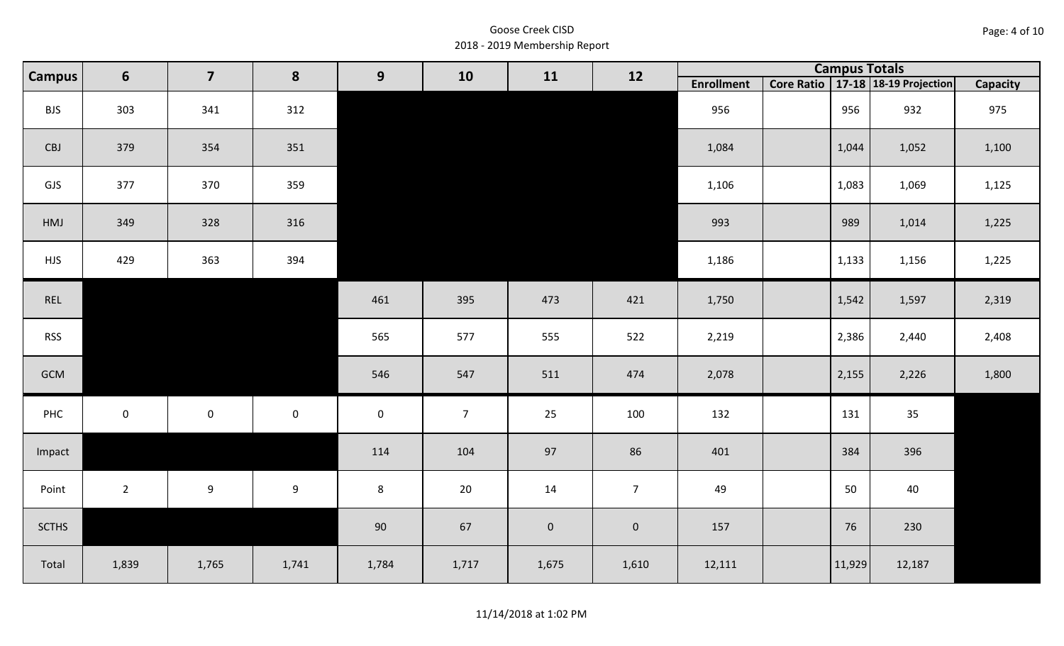Goose Creek CISD
2018 - 2019 Membership Report

| Campus | 6 | 7 | 8 | 9 | 10 | 11 | 12 | Campus Totals | | | | |
|---|---|---|---|---|---|---|---|---|---|---|---|---|
| | | | | | | | | Enrollment | Core Ratio | 17-18 | 18-19 Projection | Capacity |
| BJS | 303 | 341 | 312 | | | | | 956 | | 956 | 932 | 975 |
| CBJ | 379 | 354 | 351 | | | | | 1,084 | | 1,044 | 1,052 | 1,100 |
| GJS | 377 | 370 | 359 | | | | | 1,106 | | 1,083 | 1,069 | 1,125 |
| HMJ | 349 | 328 | 316 | | | | | 993 | | 989 | 1,014 | 1,225 |
| HJS | 429 | 363 | 394 | | | | | 1,186 | | 1,133 | 1,156 | 1,225 |
| REL | | | | 461 | 395 | 473 | 421 | 1,750 | | 1,542 | 1,597 | 2,319 |
| RSS | | | | 565 | 577 | 555 | 522 | 2,219 | | 2,386 | 2,440 | 2,408 |
| GCM | | | | 546 | 547 | 511 | 474 | 2,078 | | 2,155 | 2,226 | 1,800 |
| PHC | 0 | 0 | 0 | 0 | 7 | 25 | 100 | 132 | | 131 | 35 | |
| Impact | | | | 114 | 104 | 97 | 86 | 401 | | 384 | 396 | |
| Point | 2 | 9 | 9 | 8 | 20 | 14 | 7 | 49 | | 50 | 40 | |
| SCTHS | | | | 90 | 67 | 0 | 0 | 157 | | 76 | 230 | |
| Total | 1,839 | 1,765 | 1,741 | 1,784 | 1,717 | 1,675 | 1,610 | 12,111 | | 11,929 | 12,187 | |

11/14/2018 at 1:02 PM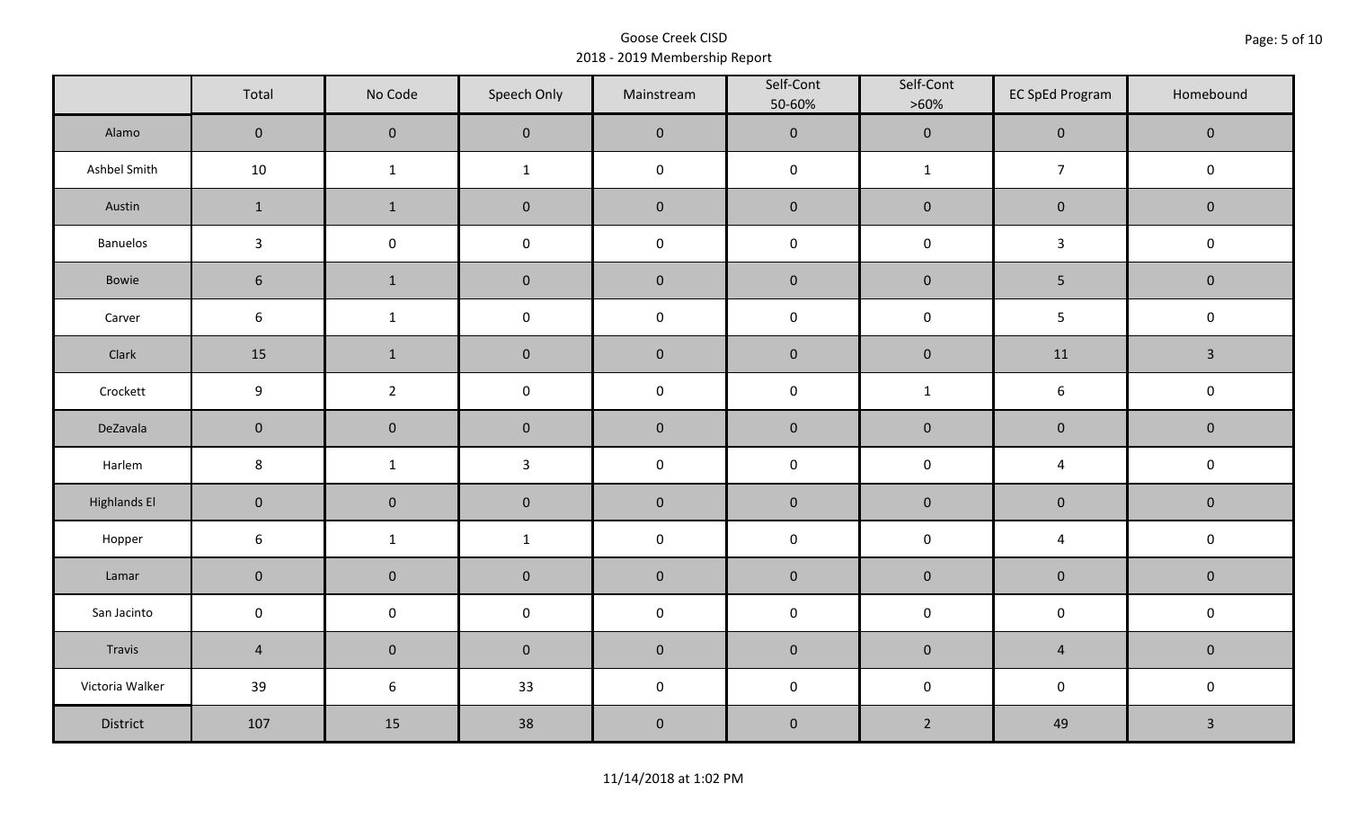Goose Creek CISD
2018 - 2019 Membership Report

| | Total | No Code | Speech Only | Mainstream | Self-Cont 50-60% | Self-Cont >60% | EC SpEd Program | Homebound |
|---|---|---|---|---|---|---|---|---|
| Alamo | 0 | 0 | 0 | 0 | 0 | 0 | 0 | 0 |
| Ashbel Smith | 10 | 1 | 1 | 0 | 0 | 1 | 7 | 0 |
| Austin | 1 | 1 | 0 | 0 | 0 | 0 | 0 | 0 |
| Banuelos | 3 | 0 | 0 | 0 | 0 | 0 | 3 | 0 |
| Bowie | 6 | 1 | 0 | 0 | 0 | 0 | 5 | 0 |
| Carver | 6 | 1 | 0 | 0 | 0 | 0 | 5 | 0 |
| Clark | 15 | 1 | 0 | 0 | 0 | 0 | 11 | 3 |
| Crockett | 9 | 2 | 0 | 0 | 0 | 1 | 6 | 0 |
| DeZavala | 0 | 0 | 0 | 0 | 0 | 0 | 0 | 0 |
| Harlem | 8 | 1 | 3 | 0 | 0 | 0 | 4 | 0 |
| Highlands El | 0 | 0 | 0 | 0 | 0 | 0 | 0 | 0 |
| Hopper | 6 | 1 | 1 | 0 | 0 | 0 | 4 | 0 |
| Lamar | 0 | 0 | 0 | 0 | 0 | 0 | 0 | 0 |
| San Jacinto | 0 | 0 | 0 | 0 | 0 | 0 | 0 | 0 |
| Travis | 4 | 0 | 0 | 0 | 0 | 0 | 4 | 0 |
| Victoria Walker | 39 | 6 | 33 | 0 | 0 | 0 | 0 | 0 |
| District | 107 | 15 | 38 | 0 | 0 | 2 | 49 | 3 |

11/14/2018 at 1:02 PM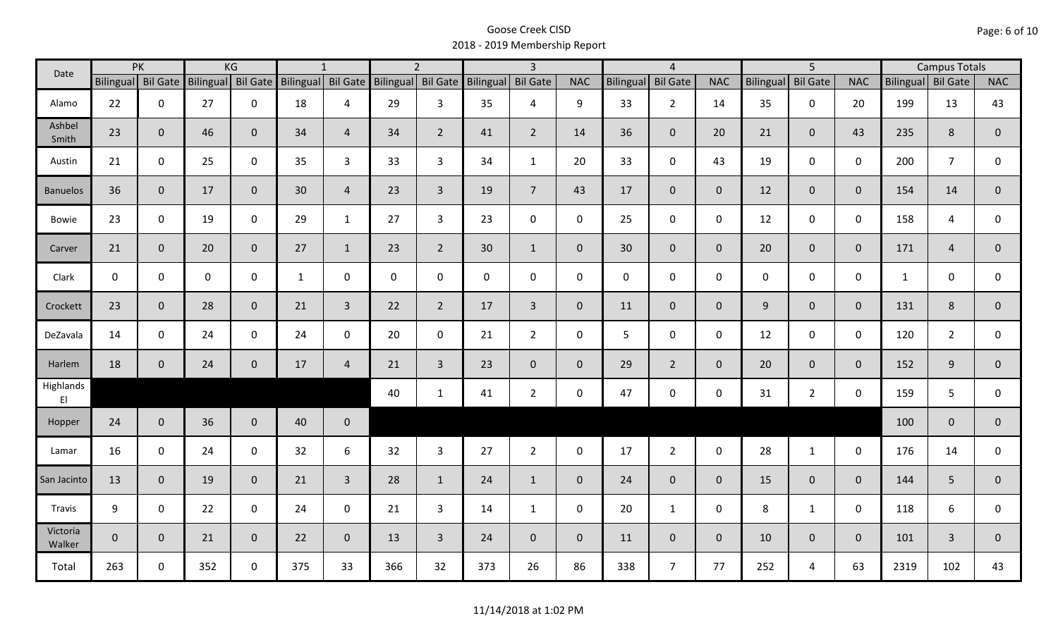# Goose Creek CISD
## 2018 - 2019 Membership Report

| Date | PK | | KG | | 1 | | 2 | | 3 | | | 4 | | | 5 | | | Campus Totals | | |
|---|---|---|---|---|---|---|---|---|---|---|---|---|---|---|---|---|---|---|---|---|
| | Bilingual | Bil Gate | Bilingual | Bil Gate | Bilingual | Bil Gate | Bilingual | Bil Gate | Bilingual | Bil Gate | NAC | Bilingual | Bil Gate | NAC | Bilingual | Bil Gate | NAC | Bilingual | Bil Gate | NAC |
| Alamo | 22 | 0 | 27 | 0 | 18 | 4 | 29 | 3 | 35 | 4 | 9 | 33 | 2 | 14 | 35 | 0 | 20 | 199 | 13 | 43 |
| Ashbel Smith | 23 | 0 | 46 | 0 | 34 | 4 | 34 | 2 | 41 | 2 | 14 | 36 | 0 | 20 | 21 | 0 | 43 | 235 | 8 | 0 |
| Austin | 21 | 0 | 25 | 0 | 35 | 3 | 33 | 3 | 34 | 1 | 20 | 33 | 0 | 43 | 19 | 0 | 0 | 200 | 7 | 0 |
| Banuelos | 36 | 0 | 17 | 0 | 30 | 4 | 23 | 3 | 19 | 7 | 43 | 17 | 0 | 0 | 12 | 0 | 0 | 154 | 14 | 0 |
| Bowie | 23 | 0 | 19 | 0 | 29 | 1 | 27 | 3 | 23 | 0 | 0 | 25 | 0 | 0 | 12 | 0 | 0 | 158 | 4 | 0 |
| Carver | 21 | 0 | 20 | 0 | 27 | 1 | 23 | 2 | 30 | 1 | 0 | 30 | 0 | 0 | 20 | 0 | 0 | 171 | 4 | 0 |
| Clark | 0 | 0 | 0 | 0 | 1 | 0 | 0 | 0 | 0 | 0 | 0 | 0 | 0 | 0 | 0 | 0 | 0 | 1 | 0 | 0 |
| Crockett | 23 | 0 | 28 | 0 | 21 | 3 | 22 | 2 | 17 | 3 | 0 | 11 | 0 | 0 | 9 | 0 | 0 | 131 | 8 | 0 |
| DeZavala | 14 | 0 | 24 | 0 | 24 | 0 | 20 | 0 | 21 | 2 | 0 | 5 | 0 | 0 | 12 | 0 | 0 | 120 | 2 | 0 |
| Harlem | 18 | 0 | 24 | 0 | 17 | 4 | 21 | 3 | 23 | 0 | 0 | 29 | 2 | 0 | 20 | 0 | 0 | 152 | 9 | 0 |
| Highlands El | | | | | | | 40 | 1 | 41 | 2 | 0 | 47 | 0 | 0 | 31 | 2 | 0 | 159 | 5 | 0 |
| Hopper | 24 | 0 | 36 | 0 | 40 | 0 | | | | | | | | | | | | 100 | 0 | 0 |
| Lamar | 16 | 0 | 24 | 0 | 32 | 6 | 32 | 3 | 27 | 2 | 0 | 17 | 2 | 0 | 28 | 1 | 0 | 176 | 14 | 0 |
| San Jacinto | 13 | 0 | 19 | 0 | 21 | 3 | 28 | 1 | 24 | 1 | 0 | 24 | 0 | 0 | 15 | 0 | 0 | 144 | 5 | 0 |
| Travis | 9 | 0 | 22 | 0 | 24 | 0 | 21 | 3 | 14 | 1 | 0 | 20 | 1 | 0 | 8 | 1 | 0 | 118 | 6 | 0 |
| Victoria Walker | 0 | 0 | 21 | 0 | 22 | 0 | 13 | 3 | 24 | 0 | 0 | 11 | 0 | 0 | 10 | 0 | 0 | 101 | 3 | 0 |
| Total | 263 | 0 | 352 | 0 | 375 | 33 | 366 | 32 | 373 | 26 | 86 | 338 | 7 | 77 | 252 | 4 | 63 | 2319 | 102 | 43 |

11/14/2018 at 1:02 PM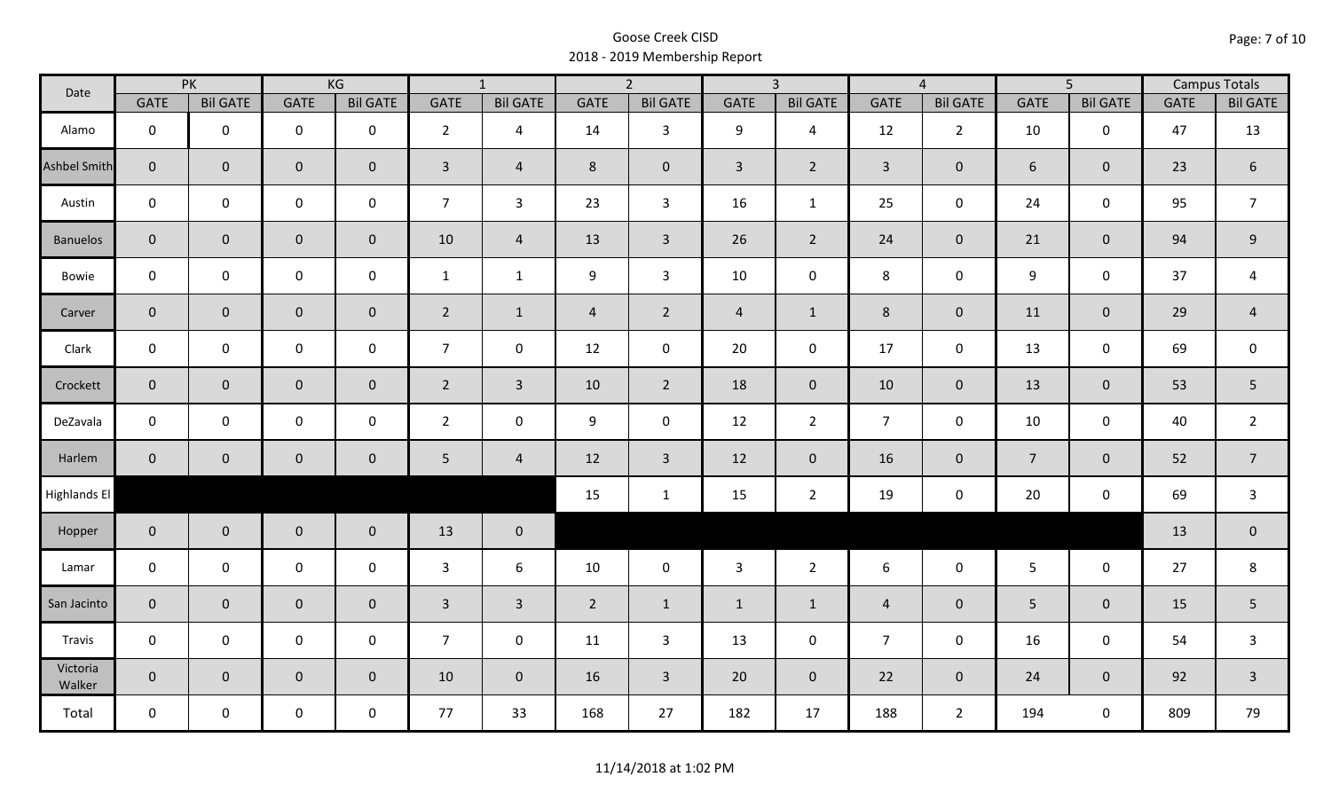# Goose Creek CISD
## 2018 - 2019 Membership Report

| Date | PK | | KG | | 1 | | 2 | | 3 | | 4 | | 5 | | Campus Totals | |
|---|---|---|---|---|---|---|---|---|---|---|---|---|---|---|---|---|
| | GATE | Bil GATE | GATE | Bil GATE | GATE | Bil GATE | GATE | Bil GATE | GATE | Bil GATE | GATE | Bil GATE | GATE | Bil GATE | GATE | Bil GATE |
| Alamo | 0 | 0 | 0 | 0 | 2 | 4 | 14 | 3 | 9 | 4 | 12 | 2 | 10 | 0 | 47 | 13 |
| Ashbel Smith | 0 | 0 | 0 | 0 | 3 | 4 | 8 | 0 | 3 | 2 | 3 | 0 | 6 | 0 | 23 | 6 |
| Austin | 0 | 0 | 0 | 0 | 7 | 3 | 23 | 3 | 16 | 1 | 25 | 0 | 24 | 0 | 95 | 7 |
| Banuelos | 0 | 0 | 0 | 0 | 10 | 4 | 13 | 3 | 26 | 2 | 24 | 0 | 21 | 0 | 94 | 9 |
| Bowie | 0 | 0 | 0 | 0 | 1 | 1 | 9 | 3 | 10 | 0 | 8 | 0 | 9 | 0 | 37 | 4 |
| Carver | 0 | 0 | 0 | 0 | 2 | 1 | 4 | 2 | 4 | 1 | 8 | 0 | 11 | 0 | 29 | 4 |
| Clark | 0 | 0 | 0 | 0 | 7 | 0 | 12 | 0 | 20 | 0 | 17 | 0 | 13 | 0 | 69 | 0 |
| Crockett | 0 | 0 | 0 | 0 | 2 | 3 | 10 | 2 | 18 | 0 | 10 | 0 | 13 | 0 | 53 | 5 |
| DeZavala | 0 | 0 | 0 | 0 | 2 | 0 | 9 | 0 | 12 | 2 | 7 | 0 | 10 | 0 | 40 | 2 |
| Harlem | 0 | 0 | 0 | 0 | 5 | 4 | 12 | 3 | 12 | 0 | 16 | 0 | 7 | 0 | 52 | 7 |
| Highlands El | | | | | | | 15 | 1 | 15 | 2 | 19 | 0 | 20 | 0 | 69 | 3 |
| Hopper | 0 | 0 | 0 | 0 | 13 | 0 | | | | | | | | | 13 | 0 |
| Lamar | 0 | 0 | 0 | 0 | 3 | 6 | 10 | 0 | 3 | 2 | 6 | 0 | 5 | 0 | 27 | 8 |
| San Jacinto | 0 | 0 | 0 | 0 | 3 | 3 | 2 | 1 | 1 | 1 | 4 | 0 | 5 | 0 | 15 | 5 |
| Travis | 0 | 0 | 0 | 0 | 7 | 0 | 11 | 3 | 13 | 0 | 7 | 0 | 16 | 0 | 54 | 3 |
| Victoria Walker | 0 | 0 | 0 | 0 | 10 | 0 | 16 | 3 | 20 | 0 | 22 | 0 | 24 | 0 | 92 | 3 |
| Total | 0 | 0 | 0 | 0 | 77 | 33 | 168 | 27 | 182 | 17 | 188 | 2 | 194 | 0 | 809 | 79 |

11/14/2018 at 1:02 PM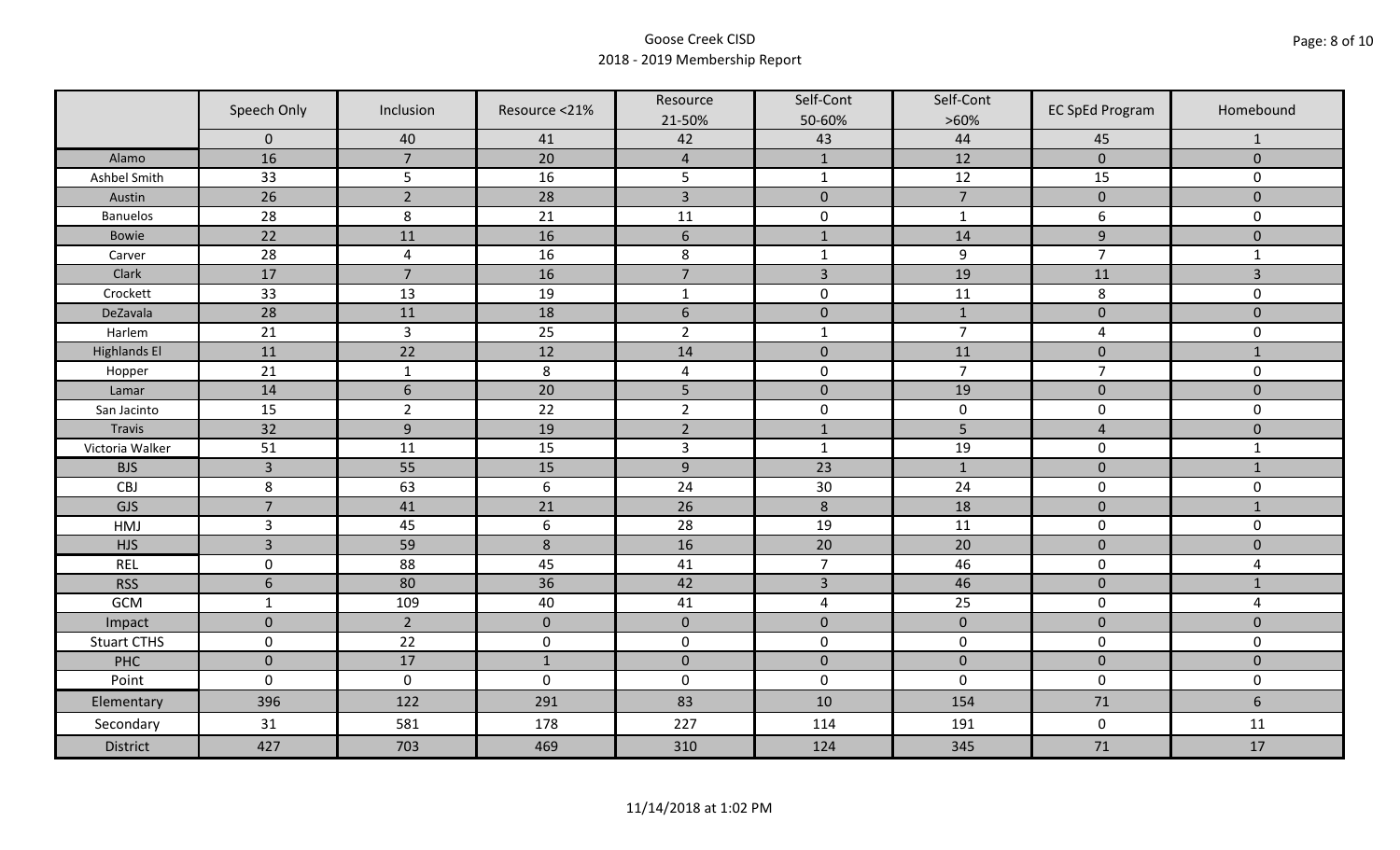# Goose Creek CISD
## 2018 - 2019 Membership Report

| | Speech Only | Inclusion | Resource <21% | Resource 21-50% | Self-Cont 50-60% | Self-Cont >60% | EC SpEd Program | Homebound |
|---|---|---|---|---|---|---|---|---|
| | 0 | 40 | 41 | 42 | 43 | 44 | 45 | 1 |
| Alamo | 16 | 7 | 20 | 4 | 1 | 12 | 0 | 0 |
| Ashbel Smith | 33 | 5 | 16 | 5 | 1 | 12 | 15 | 0 |
| Austin | 26 | 2 | 28 | 3 | 0 | 7 | 0 | 0 |
| Banuelos | 28 | 8 | 21 | 11 | 0 | 1 | 6 | 0 |
| Bowie | 22 | 11 | 16 | 6 | 1 | 14 | 9 | 0 |
| Carver | 28 | 4 | 16 | 8 | 1 | 9 | 7 | 1 |
| Clark | 17 | 7 | 16 | 7 | 3 | 19 | 11 | 3 |
| Crockett | 33 | 13 | 19 | 1 | 0 | 11 | 8 | 0 |
| DeZavala | 28 | 11 | 18 | 6 | 0 | 1 | 0 | 0 |
| Harlem | 21 | 3 | 25 | 2 | 1 | 7 | 4 | 0 |
| Highlands El | 11 | 22 | 12 | 14 | 0 | 11 | 0 | 1 |
| Hopper | 21 | 1 | 8 | 4 | 0 | 7 | 7 | 0 |
| Lamar | 14 | 6 | 20 | 5 | 0 | 19 | 0 | 0 |
| San Jacinto | 15 | 2 | 22 | 2 | 0 | 0 | 0 | 0 |
| Travis | 32 | 9 | 19 | 2 | 1 | 5 | 4 | 0 |
| Victoria Walker | 51 | 11 | 15 | 3 | 1 | 19 | 0 | 1 |
| BJS | 3 | 55 | 15 | 9 | 23 | 1 | 0 | 1 |
| CBJ | 8 | 63 | 6 | 24 | 30 | 24 | 0 | 0 |
| GJS | 7 | 41 | 21 | 26 | 8 | 18 | 0 | 1 |
| HMJ | 3 | 45 | 6 | 28 | 19 | 11 | 0 | 0 |
| HJS | 3 | 59 | 8 | 16 | 20 | 20 | 0 | 0 |
| REL | 0 | 88 | 45 | 41 | 7 | 46 | 0 | 4 |
| RSS | 6 | 80 | 36 | 42 | 3 | 46 | 0 | 1 |
| GCM | 1 | 109 | 40 | 41 | 4 | 25 | 0 | 4 |
| Impact | 0 | 2 | 0 | 0 | 0 | 0 | 0 | 0 |
| Stuart CTHS | 0 | 22 | 0 | 0 | 0 | 0 | 0 | 0 |
| PHC | 0 | 17 | 1 | 0 | 0 | 0 | 0 | 0 |
| Point | 0 | 0 | 0 | 0 | 0 | 0 | 0 | 0 |
| Elementary | 396 | 122 | 291 | 83 | 10 | 154 | 71 | 6 |
| Secondary | 31 | 581 | 178 | 227 | 114 | 191 | 0 | 11 |
| District | 427 | 703 | 469 | 310 | 124 | 345 | 71 | 17 |

11/14/2018 at 1:02 PM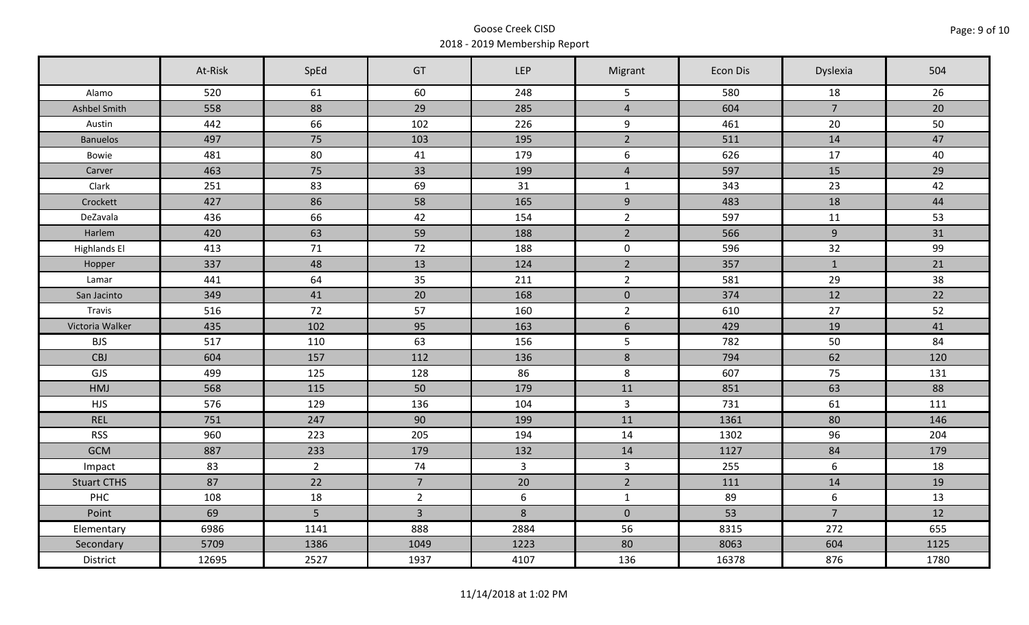Goose Creek CISD
2018 - 2019 Membership Report

| | At-Risk | SpEd | GT | LEP | Migrant | Econ Dis | Dyslexia | 504 |
|---|---|---|---|---|---|---|---|---|
| Alamo | 520 | 61 | 60 | 248 | 5 | 580 | 18 | 26 |
| Ashbel Smith | 558 | 88 | 29 | 285 | 4 | 604 | 7 | 20 |
| Austin | 442 | 66 | 102 | 226 | 9 | 461 | 20 | 50 |
| Banuelos | 497 | 75 | 103 | 195 | 2 | 511 | 14 | 47 |
| Bowie | 481 | 80 | 41 | 179 | 6 | 626 | 17 | 40 |
| Carver | 463 | 75 | 33 | 199 | 4 | 597 | 15 | 29 |
| Clark | 251 | 83 | 69 | 31 | 1 | 343 | 23 | 42 |
| Crockett | 427 | 86 | 58 | 165 | 9 | 483 | 18 | 44 |
| DeZavala | 436 | 66 | 42 | 154 | 2 | 597 | 11 | 53 |
| Harlem | 420 | 63 | 59 | 188 | 2 | 566 | 9 | 31 |
| Highlands El | 413 | 71 | 72 | 188 | 0 | 596 | 32 | 99 |
| Hopper | 337 | 48 | 13 | 124 | 2 | 357 | 1 | 21 |
| Lamar | 441 | 64 | 35 | 211 | 2 | 581 | 29 | 38 |
| San Jacinto | 349 | 41 | 20 | 168 | 0 | 374 | 12 | 22 |
| Travis | 516 | 72 | 57 | 160 | 2 | 610 | 27 | 52 |
| Victoria Walker | 435 | 102 | 95 | 163 | 6 | 429 | 19 | 41 |
| BJS | 517 | 110 | 63 | 156 | 5 | 782 | 50 | 84 |
| CBJ | 604 | 157 | 112 | 136 | 8 | 794 | 62 | 120 |
| GJS | 499 | 125 | 128 | 86 | 8 | 607 | 75 | 131 |
| HMJ | 568 | 115 | 50 | 179 | 11 | 851 | 63 | 88 |
| HJS | 576 | 129 | 136 | 104 | 3 | 731 | 61 | 111 |
| REL | 751 | 247 | 90 | 199 | 11 | 1361 | 80 | 146 |
| RSS | 960 | 223 | 205 | 194 | 14 | 1302 | 96 | 204 |
| GCM | 887 | 233 | 179 | 132 | 14 | 1127 | 84 | 179 |
| Impact | 83 | 2 | 74 | 3 | 3 | 255 | 6 | 18 |
| Stuart CTHS | 87 | 22 | 7 | 20 | 2 | 111 | 14 | 19 |
| PHC | 108 | 18 | 2 | 6 | 1 | 89 | 6 | 13 |
| Point | 69 | 5 | 3 | 8 | 0 | 53 | 7 | 12 |
| Elementary | 6986 | 1141 | 888 | 2884 | 56 | 8315 | 272 | 655 |
| Secondary | 5709 | 1386 | 1049 | 1223 | 80 | 8063 | 604 | 1125 |
| District | 12695 | 2527 | 1937 | 4107 | 136 | 16378 | 876 | 1780 |

11/14/2018 at 1:02 PM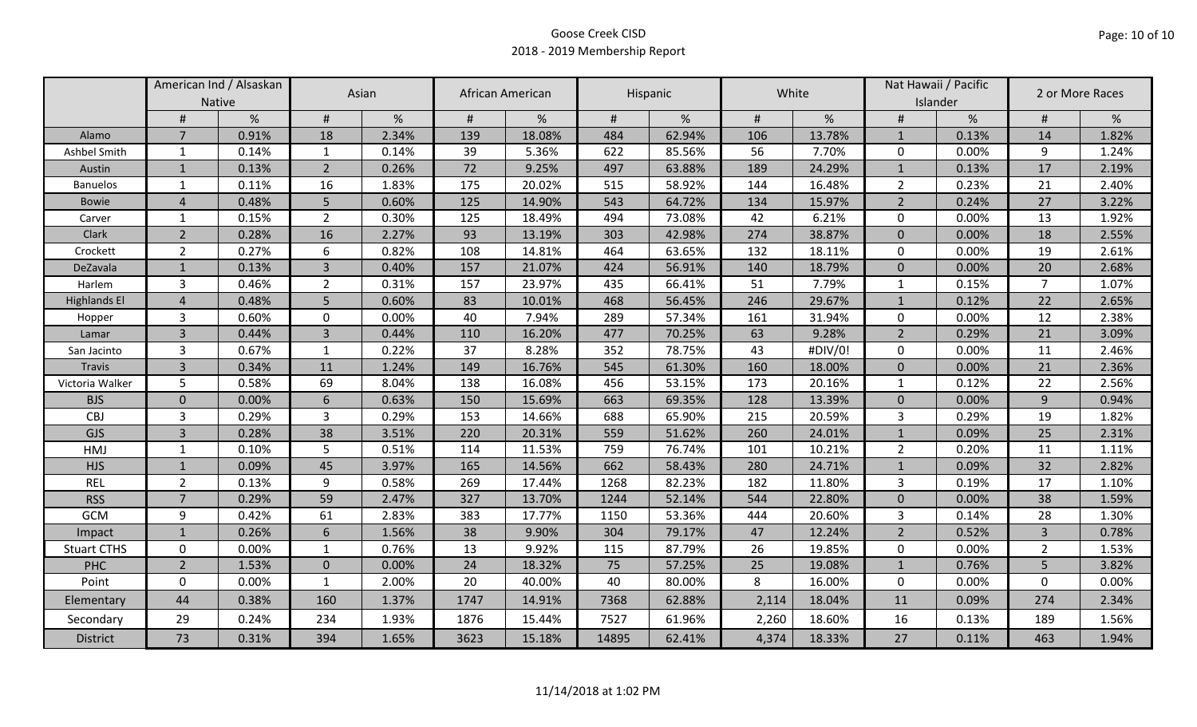Goose Creek CISD

2018 - 2019 Membership Report

| | American Ind / Alsaskan Native | | Asian | | African American | | Hispanic | | White | | Nat Hawaii / Pacific Islander | | 2 or More Races | |
|---|---|---|---|---|---|---|---|---|---|---|---|---|---|---|
| | # | % | # | % | # | % | # | % | # | % | # | % | # | % |
| Alamo | 7 | 0.91% | 18 | 2.34% | 139 | 18.08% | 484 | 62.94% | 106 | 13.78% | 1 | 0.13% | 14 | 1.82% |
| Ashbel Smith | 1 | 0.14% | 1 | 0.14% | 39 | 5.36% | 622 | 85.56% | 56 | 7.70% | 0 | 0.00% | 9 | 1.24% |
| Austin | 1 | 0.13% | 2 | 0.26% | 72 | 9.25% | 497 | 63.88% | 189 | 24.29% | 1 | 0.13% | 17 | 2.19% |
| Banuelos | 1 | 0.11% | 16 | 1.83% | 175 | 20.02% | 515 | 58.92% | 144 | 16.48% | 2 | 0.23% | 21 | 2.40% |
| Bowie | 4 | 0.48% | 5 | 0.60% | 125 | 14.90% | 543 | 64.72% | 134 | 15.97% | 2 | 0.24% | 27 | 3.22% |
| Carver | 1 | 0.15% | 2 | 0.30% | 125 | 18.49% | 494 | 73.08% | 42 | 6.21% | 0 | 0.00% | 13 | 1.92% |
| Clark | 2 | 0.28% | 16 | 2.27% | 93 | 13.19% | 303 | 42.98% | 274 | 38.87% | 0 | 0.00% | 18 | 2.55% |
| Crockett | 2 | 0.27% | 6 | 0.82% | 108 | 14.81% | 464 | 63.65% | 132 | 18.11% | 0 | 0.00% | 19 | 2.61% |
| DeZavala | 1 | 0.13% | 3 | 0.40% | 157 | 21.07% | 424 | 56.91% | 140 | 18.79% | 0 | 0.00% | 20 | 2.68% |
| Harlem | 3 | 0.46% | 2 | 0.31% | 157 | 23.97% | 435 | 66.41% | 51 | 7.79% | 1 | 0.15% | 7 | 1.07% |
| Highlands El | 4 | 0.48% | 5 | 0.60% | 83 | 10.01% | 468 | 56.45% | 246 | 29.67% | 1 | 0.12% | 22 | 2.65% |
| Hopper | 3 | 0.60% | 0 | 0.00% | 40 | 7.94% | 289 | 57.34% | 161 | 31.94% | 0 | 0.00% | 12 | 2.38% |
| Lamar | 3 | 0.44% | 3 | 0.44% | 110 | 16.20% | 477 | 70.25% | 63 | 9.28% | 2 | 0.29% | 21 | 3.09% |
| San Jacinto | 3 | 0.67% | 1 | 0.22% | 37 | 8.28% | 352 | 78.75% | 43 | #DIV/0! | 0 | 0.00% | 11 | 2.46% |
| Travis | 3 | 0.34% | 11 | 1.24% | 149 | 16.76% | 545 | 61.30% | 160 | 18.00% | 0 | 0.00% | 21 | 2.36% |
| Victoria Walker | 5 | 0.58% | 69 | 8.04% | 138 | 16.08% | 456 | 53.15% | 173 | 20.16% | 1 | 0.12% | 22 | 2.56% |
| BJS | 0 | 0.00% | 6 | 0.63% | 150 | 15.69% | 663 | 69.35% | 128 | 13.39% | 0 | 0.00% | 9 | 0.94% |
| CBJ | 3 | 0.29% | 3 | 0.29% | 153 | 14.66% | 688 | 65.90% | 215 | 20.59% | 3 | 0.29% | 19 | 1.82% |
| GJS | 3 | 0.28% | 38 | 3.51% | 220 | 20.31% | 559 | 51.62% | 260 | 24.01% | 1 | 0.09% | 25 | 2.31% |
| HMJ | 1 | 0.10% | 5 | 0.51% | 114 | 11.53% | 759 | 76.74% | 101 | 10.21% | 2 | 0.20% | 11 | 1.11% |
| HJS | 1 | 0.09% | 45 | 3.97% | 165 | 14.56% | 662 | 58.43% | 280 | 24.71% | 1 | 0.09% | 32 | 2.82% |
| REL | 2 | 0.13% | 9 | 0.58% | 269 | 17.44% | 1268 | 82.23% | 182 | 11.80% | 3 | 0.19% | 17 | 1.10% |
| RSS | 7 | 0.29% | 59 | 2.47% | 327 | 13.70% | 1244 | 52.14% | 544 | 22.80% | 0 | 0.00% | 38 | 1.59% |
| GCM | 9 | 0.42% | 61 | 2.83% | 383 | 17.77% | 1150 | 53.36% | 444 | 20.60% | 3 | 0.14% | 28 | 1.30% |
| Impact | 1 | 0.26% | 6 | 1.56% | 38 | 9.90% | 304 | 79.17% | 47 | 12.24% | 2 | 0.52% | 3 | 0.78% |
| Stuart CTHS | 0 | 0.00% | 1 | 0.76% | 13 | 9.92% | 115 | 87.79% | 26 | 19.85% | 0 | 0.00% | 2 | 1.53% |
| PHC | 2 | 1.53% | 0 | 0.00% | 24 | 18.32% | 75 | 57.25% | 25 | 19.08% | 1 | 0.76% | 5 | 3.82% |
| Point | 0 | 0.00% | 1 | 2.00% | 20 | 40.00% | 40 | 80.00% | 8 | 16.00% | 0 | 0.00% | 0 | 0.00% |
| Elementary | 44 | 0.38% | 160 | 1.37% | 1747 | 14.91% | 7368 | 62.88% | 2,114 | 18.04% | 11 | 0.09% | 274 | 2.34% |
| Secondary | 29 | 0.24% | 234 | 1.93% | 1876 | 15.44% | 7527 | 61.96% | 2,260 | 18.60% | 16 | 0.13% | 189 | 1.56% |
| District | 73 | 0.31% | 394 | 1.65% | 3623 | 15.18% | 14895 | 62.41% | 4,374 | 18.33% | 27 | 0.11% | 463 | 1.94% |

11/14/2018 at 1:02 PM